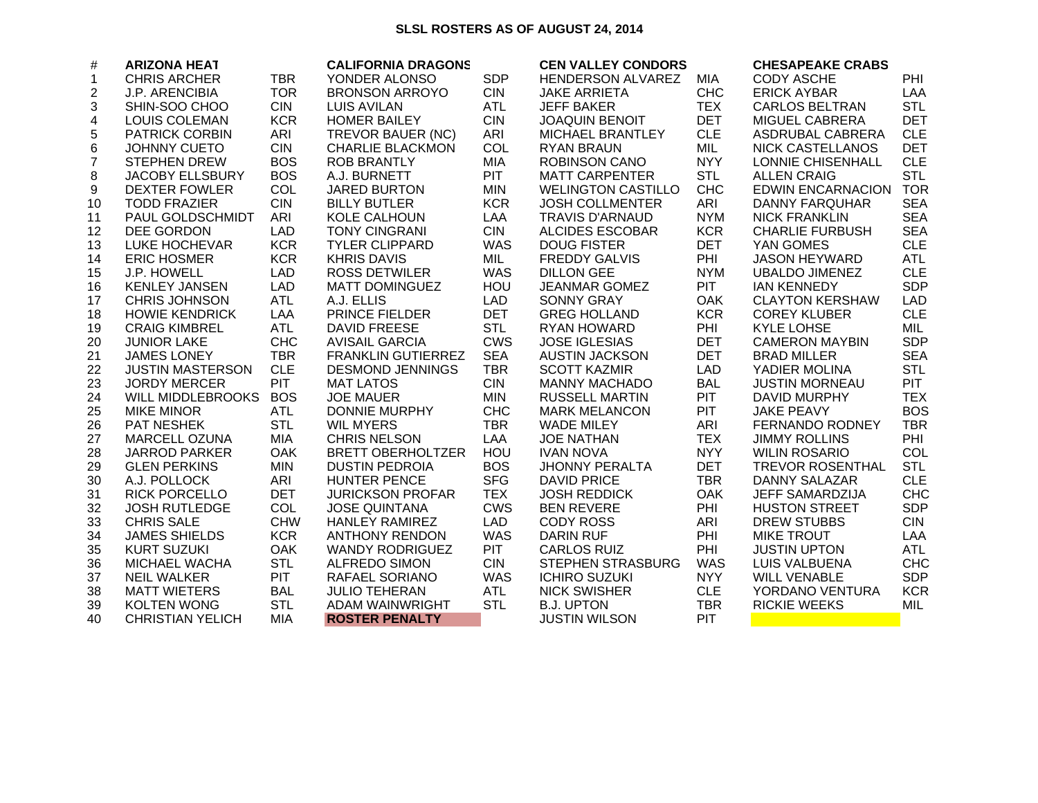# SLSL ROSTERS AS OF AUGUST 24, 2014

| # | ARIZONA HEAT | | CALIFORNIA DRAGONS | | CEN VALLEY CONDORS | | CHESAPEAKE CRABS | |
|---|---|---|---|---|---|---|---|---|
| 1 | CHRIS ARCHER | TBR | YONDER ALONSO | SDP | HENDERSON ALVAREZ | MIA | CODY ASCHE | PHI |
| 2 | J.P. ARENCIBIA | TOR | BRONSON ARROYO | CIN | JAKE ARRIETA | CHC | ERICK AYBAR | LAA |
| 3 | SHIN-SOO CHOO | CIN | LUIS AVILAN | ATL | JEFF BAKER | TEX | CARLOS BELTRAN | STL |
| 4 | LOUIS COLEMAN | KCR | HOMER BAILEY | CIN | JOAQUIN BENOIT | DET | MIGUEL CABRERA | DET |
| 5 | PATRICK CORBIN | ARI | TREVOR BAUER (NC) | ARI | MICHAEL BRANTLEY | CLE | ASDRUBAL CABRERA | CLE |
| 6 | JOHNNY CUETO | CIN | CHARLIE BLACKMON | COL | RYAN BRAUN | MIL | NICK CASTELLANOS | DET |
| 7 | STEPHEN DREW | BOS | ROB BRANTLY | MIA | ROBINSON CANO | NYY | LONNIE CHISENHALL | CLE |
| 8 | JACOBY ELLSBURY | BOS | A.J. BURNETT | PIT | MATT CARPENTER | STL | ALLEN CRAIG | STL |
| 9 | DEXTER FOWLER | COL | JARED BURTON | MIN | WELINGTON CASTILLO | CHC | EDWIN ENCARNACION | TOR |
| 10 | TODD FRAZIER | CIN | BILLY BUTLER | KCR | JOSH COLLMENTER | ARI | DANNY FARQUHAR | SEA |
| 11 | PAUL GOLDSCHMIDT | ARI | KOLE CALHOUN | LAA | TRAVIS D'ARNAUD | NYM | NICK FRANKLIN | SEA |
| 12 | DEE GORDON | LAD | TONY CINGRANI | CIN | ALCIDES ESCOBAR | KCR | CHARLIE FURBUSH | SEA |
| 13 | LUKE HOCHEVAR | KCR | TYLER CLIPPARD | WAS | DOUG FISTER | DET | YAN GOMES | CLE |
| 14 | ERIC HOSMER | KCR | KHRIS DAVIS | MIL | FREDDY GALVIS | PHI | JASON HEYWARD | ATL |
| 15 | J.P. HOWELL | LAD | ROSS DETWILER | WAS | DILLON GEE | NYM | UBALDO JIMENEZ | CLE |
| 16 | KENLEY JANSEN | LAD | MATT DOMINGUEZ | HOU | JEANMAR GOMEZ | PIT | IAN KENNEDY | SDP |
| 17 | CHRIS JOHNSON | ATL | A.J. ELLIS | LAD | SONNY GRAY | OAK | CLAYTON KERSHAW | LAD |
| 18 | HOWIE KENDRICK | LAA | PRINCE FIELDER | DET | GREG HOLLAND | KCR | COREY KLUBER | CLE |
| 19 | CRAIG KIMBREL | ATL | DAVID FREESE | STL | RYAN HOWARD | PHI | KYLE LOHSE | MIL |
| 20 | JUNIOR LAKE | CHC | AVISAIL GARCIA | CWS | JOSE IGLESIAS | DET | CAMERON MAYBIN | SDP |
| 21 | JAMES LONEY | TBR | FRANKLIN GUTIERREZ | SEA | AUSTIN JACKSON | DET | BRAD MILLER | SEA |
| 22 | JUSTIN MASTERSON | CLE | DESMOND JENNINGS | TBR | SCOTT KAZMIR | LAD | YADIER MOLINA | STL |
| 23 | JORDY MERCER | PIT | MAT LATOS | CIN | MANNY MACHADO | BAL | JUSTIN MORNEAU | PIT |
| 24 | WILL MIDDLEBROOKS | BOS | JOE MAUER | MIN | RUSSELL MARTIN | PIT | DAVID MURPHY | TEX |
| 25 | MIKE MINOR | ATL | DONNIE MURPHY | CHC | MARK MELANCON | PIT | JAKE PEAVY | BOS |
| 26 | PAT NESHEK | STL | WIL MYERS | TBR | WADE MILEY | ARI | FERNANDO RODNEY | TBR |
| 27 | MARCELL OZUNA | MIA | CHRIS NELSON | LAA | JOE NATHAN | TEX | JIMMY ROLLINS | PHI |
| 28 | JARROD PARKER | OAK | BRETT OBERHOLTZER | HOU | IVAN NOVA | NYY | WILIN ROSARIO | COL |
| 29 | GLEN PERKINS | MIN | DUSTIN PEDROIA | BOS | JHONNY PERALTA | DET | TREVOR ROSENTHAL | STL |
| 30 | A.J. POLLOCK | ARI | HUNTER PENCE | SFG | DAVID PRICE | TBR | DANNY SALAZAR | CLE |
| 31 | RICK PORCELLO | DET | JURICKSON PROFAR | TEX | JOSH REDDICK | OAK | JEFF SAMARDZIJA | CHC |
| 32 | JOSH RUTLEDGE | COL | JOSE QUINTANA | CWS | BEN REVERE | PHI | HUSTON STREET | SDP |
| 33 | CHRIS SALE | CHW | HANLEY RAMIREZ | LAD | CODY ROSS | ARI | DREW STUBBS | CIN |
| 34 | JAMES SHIELDS | KCR | ANTHONY RENDON | WAS | DARIN RUF | PHI | MIKE TROUT | LAA |
| 35 | KURT SUZUKI | OAK | WANDY RODRIGUEZ | PIT | CARLOS RUIZ | PHI | JUSTIN UPTON | ATL |
| 36 | MICHAEL WACHA | STL | ALFREDO SIMON | CIN | STEPHEN STRASBURG | WAS | LUIS VALBUENA | CHC |
| 37 | NEIL WALKER | PIT | RAFAEL SORIANO | WAS | ICHIRO SUZUKI | NYY | WILL VENABLE | SDP |
| 38 | MATT WIETERS | BAL | JULIO TEHERAN | ATL | NICK SWISHER | CLE | YORDANO VENTURA | KCR |
| 39 | KOLTEN WONG | STL | ADAM WAINWRIGHT | STL | B.J. UPTON | TBR | RICKIE WEEKS | MIL |
| 40 | CHRISTIAN YELICH | MIA | **ROSTER PENALTY** | | JUSTIN WILSON | PIT | | |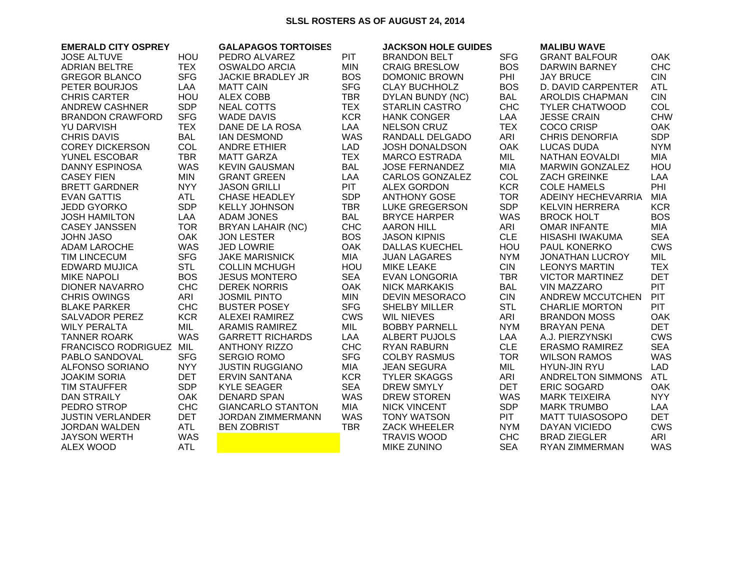# SLSL ROSTERS AS OF AUGUST 24, 2014

| EMERALD CITY OSPREY | | GALAPAGOS TORTOISES | | JACKSON HOLE GUIDES | | MALIBU WAVE | |
|---|---|---|---|---|---|---|---|
| JOSE ALTUVE | HOU | PEDRO ALVAREZ | PIT | BRANDON BELT | SFG | GRANT BALFOUR | OAK |
| ADRIAN BELTRE | TEX | OSWALDO ARCIA | MIN | CRAIG BRESLOW | BOS | DARWIN BARNEY | CHC |
| GREGOR BLANCO | SFG | JACKIE BRADLEY JR | BOS | DOMONIC BROWN | PHI | JAY BRUCE | CIN |
| PETER BOURJOS | LAA | MATT CAIN | SFG | CLAY BUCHHOLZ | BOS | D. DAVID CARPENTER | ATL |
| CHRIS CARTER | HOU | ALEX COBB | TBR | DYLAN BUNDY (NC) | BAL | AROLDIS CHAPMAN | CIN |
| ANDREW CASHNER | SDP | NEAL COTTS | TEX | STARLIN CASTRO | CHC | TYLER CHATWOOD | COL |
| BRANDON CRAWFORD | SFG | WADE DAVIS | KCR | HANK CONGER | LAA | JESSE CRAIN | CHW |
| YU DARVISH | TEX | DANE DE LA ROSA | LAA | NELSON CRUZ | TEX | COCO CRISP | OAK |
| CHRIS DAVIS | BAL | IAN DESMOND | WAS | RANDALL DELGADO | ARI | CHRIS DENORFIA | SDP |
| COREY DICKERSON | COL | ANDRE ETHIER | LAD | JOSH DONALDSON | OAK | LUCAS DUDA | NYM |
| YUNEL ESCOBAR | TBR | MATT GARZA | TEX | MARCO ESTRADA | MIL | NATHAN EOVALDI | MIA |
| DANNY ESPINOSA | WAS | KEVIN GAUSMAN | BAL | JOSE FERNANDEZ | MIA | MARWIN GONZALEZ | HOU |
| CASEY FIEN | MIN | GRANT GREEN | LAA | CARLOS GONZALEZ | COL | ZACH GREINKE | LAA |
| BRETT GARDNER | NYY | JASON GRILLI | PIT | ALEX GORDON | KCR | COLE HAMELS | PHI |
| EVAN GATTIS | ATL | CHASE HEADLEY | SDP | ANTHONY GOSE | TOR | ADEINY HECHEVARRIA | MIA |
| JEDD GYORKO | SDP | KELLY JOHNSON | TBR | LUKE GREGERSON | SDP | KELVIN HERRERA | KCR |
| JOSH HAMILTON | LAA | ADAM JONES | BAL | BRYCE HARPER | WAS | BROCK HOLT | BOS |
| CASEY JANSSEN | TOR | BRYAN LAHAIR (NC) | CHC | AARON HILL | ARI | OMAR INFANTE | MIA |
| JOHN JASO | OAK | JON LESTER | BOS | JASON KIPNIS | CLE | HISASHI IWAKUMA | SEA |
| ADAM LAROCHE | WAS | JED LOWRIE | OAK | DALLAS KUECHEL | HOU | PAUL KONERKO | CWS |
| TIM LINCECUM | SFG | JAKE MARISNICK | MIA | JUAN LAGARES | NYM | JONATHAN LUCROY | MIL |
| EDWARD MUJICA | STL | COLLIN MCHUGH | HOU | MIKE LEAKE | CIN | LEONYS MARTIN | TEX |
| MIKE NAPOLI | BOS | JESUS MONTERO | SEA | EVAN LONGORIA | TBR | VICTOR MARTINEZ | DET |
| DIONER NAVARRO | CHC | DEREK NORRIS | OAK | NICK MARKAKIS | BAL | VIN MAZZARO | PIT |
| CHRIS OWINGS | ARI | JOSMIL PINTO | MIN | DEVIN MESORACO | CIN | ANDREW MCCUTCHEN | PIT |
| BLAKE PARKER | CHC | BUSTER POSEY | SFG | SHELBY MILLER | STL | CHARLIE MORTON | PIT |
| SALVADOR PEREZ | KCR | ALEXEI RAMIREZ | CWS | WIL NIEVES | ARI | BRANDON MOSS | OAK |
| WILY PERALTA | MIL | ARAMIS RAMIREZ | MIL | BOBBY PARNELL | NYM | BRAYAN PENA | DET |
| TANNER ROARK | WAS | GARRETT RICHARDS | LAA | ALBERT PUJOLS | LAA | A.J. PIERZYNSKI | CWS |
| FRANCISCO RODRIGUEZ | MIL | ANTHONY RIZZO | CHC | RYAN RABURN | CLE | ERASMO RAMIREZ | SEA |
| PABLO SANDOVAL | SFG | SERGIO ROMO | SFG | COLBY RASMUS | TOR | WILSON RAMOS | WAS |
| ALFONSO SORIANO | NYY | JUSTIN RUGGIANO | MIA | JEAN SEGURA | MIL | HYUN-JIN RYU | LAD |
| JOAKIM SORIA | DET | ERVIN SANTANA | KCR | TYLER SKAGGS | ARI | ANDRELTON SIMMONS | ATL |
| TIM STAUFFER | SDP | KYLE SEAGER | SEA | DREW SMYLY | DET | ERIC SOGARD | OAK |
| DAN STRAILY | OAK | DENARD SPAN | WAS | DREW STOREN | WAS | MARK TEIXEIRA | NYY |
| PEDRO STROP | CHC | GIANCARLO STANTON | MIA | NICK VINCENT | SDP | MARK TRUMBO | LAA |
| JUSTIN VERLANDER | DET | JORDAN ZIMMERMANN | WAS | TONY WATSON | PIT | MATT TUIASOSOPO | DET |
| JORDAN WALDEN | ATL | BEN ZOBRIST | TBR | ZACK WHEELER | NYM | DAYAN VICIEDO | CWS |
| JAYSON WERTH | WAS | | | TRAVIS WOOD | CHC | BRAD ZIEGLER | ARI |
| ALEX WOOD | ATL | | | MIKE ZUNINO | SEA | RYAN ZIMMERMAN | WAS |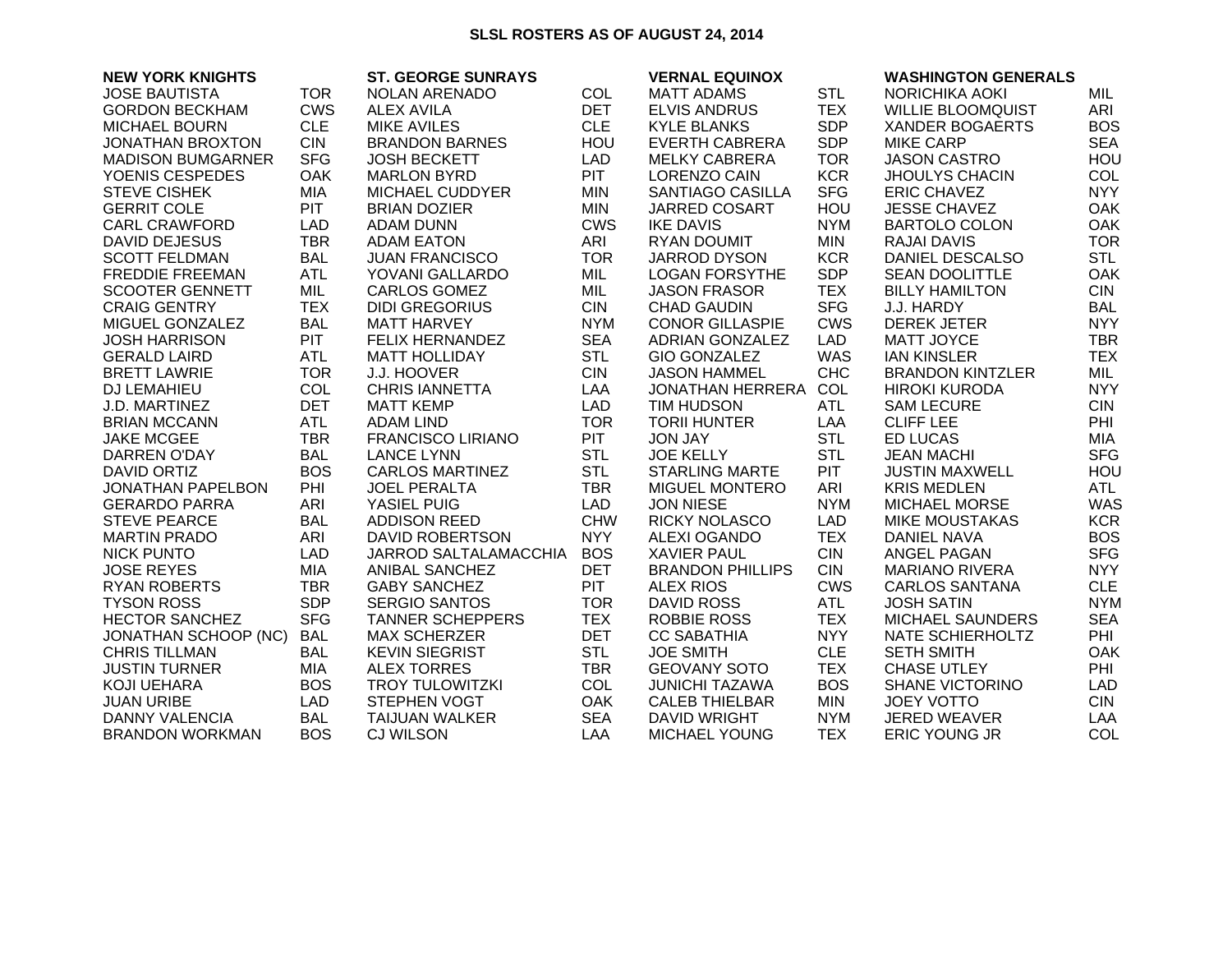# SLSL ROSTERS AS OF AUGUST 24, 2014

| NEW YORK KNIGHTS | | ST. GEORGE SUNRAYS | | VERNAL EQUINOX | | WASHINGTON GENERALS | |
|---|---|---|---|---|---|---|---|
| JOSE BAUTISTA | TOR | NOLAN ARENADO | COL | MATT ADAMS | STL | NORICHIKA AOKI | MIL |
| GORDON BECKHAM | CWS | ALEX AVILA | DET | ELVIS ANDRUS | TEX | WILLIE BLOOMQUIST | ARI |
| MICHAEL BOURN | CLE | MIKE AVILES | CLE | KYLE BLANKS | SDP | XANDER BOGAERTS | BOS |
| JONATHAN BROXTON | CIN | BRANDON BARNES | HOU | EVERTH CABRERA | SDP | MIKE CARP | SEA |
| MADISON BUMGARNER | SFG | JOSH BECKETT | LAD | MELKY CABRERA | TOR | JASON CASTRO | HOU |
| YOENIS CESPEDES | OAK | MARLON BYRD | PIT | LORENZO CAIN | KCR | JHOULYS CHACIN | COL |
| STEVE CISHEK | MIA | MICHAEL CUDDYER | MIN | SANTIAGO CASILLA | SFG | ERIC CHAVEZ | NYY |
| GERRIT COLE | PIT | BRIAN DOZIER | MIN | JARRED COSART | HOU | JESSE CHAVEZ | OAK |
| CARL CRAWFORD | LAD | ADAM DUNN | CWS | IKE DAVIS | NYM | BARTOLO COLON | OAK |
| DAVID DEJESUS | TBR | ADAM EATON | ARI | RYAN DOUMIT | MIN | RAJAI DAVIS | TOR |
| SCOTT FELDMAN | BAL | JUAN FRANCISCO | TOR | JARROD DYSON | KCR | DANIEL DESCALSO | STL |
| FREDDIE FREEMAN | ATL | YOVANI GALLARDO | MIL | LOGAN FORSYTHE | SDP | SEAN DOOLITTLE | OAK |
| SCOOTER GENNETT | MIL | CARLOS GOMEZ | MIL | JASON FRASOR | TEX | BILLY HAMILTON | CIN |
| CRAIG GENTRY | TEX | DIDI GREGORIUS | CIN | CHAD GAUDIN | SFG | J.J. HARDY | BAL |
| MIGUEL GONZALEZ | BAL | MATT HARVEY | NYM | CONOR GILLASPIE | CWS | DEREK JETER | NYY |
| JOSH HARRISON | PIT | FELIX HERNANDEZ | SEA | ADRIAN GONZALEZ | LAD | MATT JOYCE | TBR |
| GERALD LAIRD | ATL | MATT HOLLIDAY | STL | GIO GONZALEZ | WAS | IAN KINSLER | TEX |
| BRETT LAWRIE | TOR | J.J. HOOVER | CIN | JASON HAMMEL | CHC | BRANDON KINTZLER | MIL |
| DJ LEMAHIEU | COL | CHRIS IANNETTA | LAA | JONATHAN HERRERA | COL | HIROKI KURODA | NYY |
| J.D. MARTINEZ | DET | MATT KEMP | LAD | TIM HUDSON | ATL | SAM LECURE | CIN |
| BRIAN MCCANN | ATL | ADAM LIND | TOR | TORII HUNTER | LAA | CLIFF LEE | PHI |
| JAKE MCGEE | TBR | FRANCISCO LIRIANO | PIT | JON JAY | STL | ED LUCAS | MIA |
| DARREN O'DAY | BAL | LANCE LYNN | STL | JOE KELLY | STL | JEAN MACHI | SFG |
| DAVID ORTIZ | BOS | CARLOS MARTINEZ | STL | STARLING MARTE | PIT | JUSTIN MAXWELL | HOU |
| JONATHAN PAPELBON | PHI | JOEL PERALTA | TBR | MIGUEL MONTERO | ARI | KRIS MEDLEN | ATL |
| GERARDO PARRA | ARI | YASIEL PUIG | LAD | JON NIESE | NYM | MICHAEL MORSE | WAS |
| STEVE PEARCE | BAL | ADDISON REED | CHW | RICKY NOLASCO | LAD | MIKE MOUSTAKAS | KCR |
| MARTIN PRADO | ARI | DAVID ROBERTSON | NYY | ALEXI OGANDO | TEX | DANIEL NAVA | BOS |
| NICK PUNTO | LAD | JARROD SALTALAMACCHIA | BOS | XAVIER PAUL | CIN | ANGEL PAGAN | SFG |
| JOSE REYES | MIA | ANIBAL SANCHEZ | DET | BRANDON PHILLIPS | CIN | MARIANO RIVERA | NYY |
| RYAN ROBERTS | TBR | GABY SANCHEZ | PIT | ALEX RIOS | CWS | CARLOS SANTANA | CLE |
| TYSON ROSS | SDP | SERGIO SANTOS | TOR | DAVID ROSS | ATL | JOSH SATIN | NYM |
| HECTOR SANCHEZ | SFG | TANNER SCHEPPERS | TEX | ROBBIE ROSS | TEX | MICHAEL SAUNDERS | SEA |
| JONATHAN SCHOOP (NC) | BAL | MAX SCHERZER | DET | CC SABATHIA | NYY | NATE SCHIERHOLTZ | PHI |
| CHRIS TILLMAN | BAL | KEVIN SIEGRIST | STL | JOE SMITH | CLE | SETH SMITH | OAK |
| JUSTIN TURNER | MIA | ALEX TORRES | TBR | GEOVANY SOTO | TEX | CHASE UTLEY | PHI |
| KOJI UEHARA | BOS | TROY TULOWITZKI | COL | JUNICHI TAZAWA | BOS | SHANE VICTORINO | LAD |
| JUAN URIBE | LAD | STEPHEN VOGT | OAK | CALEB THIELBAR | MIN | JOEY VOTTO | CIN |
| DANNY VALENCIA | BAL | TAIJUAN WALKER | SEA | DAVID WRIGHT | NYM | JERED WEAVER | LAA |
| BRANDON WORKMAN | BOS | CJ WILSON | LAA | MICHAEL YOUNG | TEX | ERIC YOUNG JR | COL |